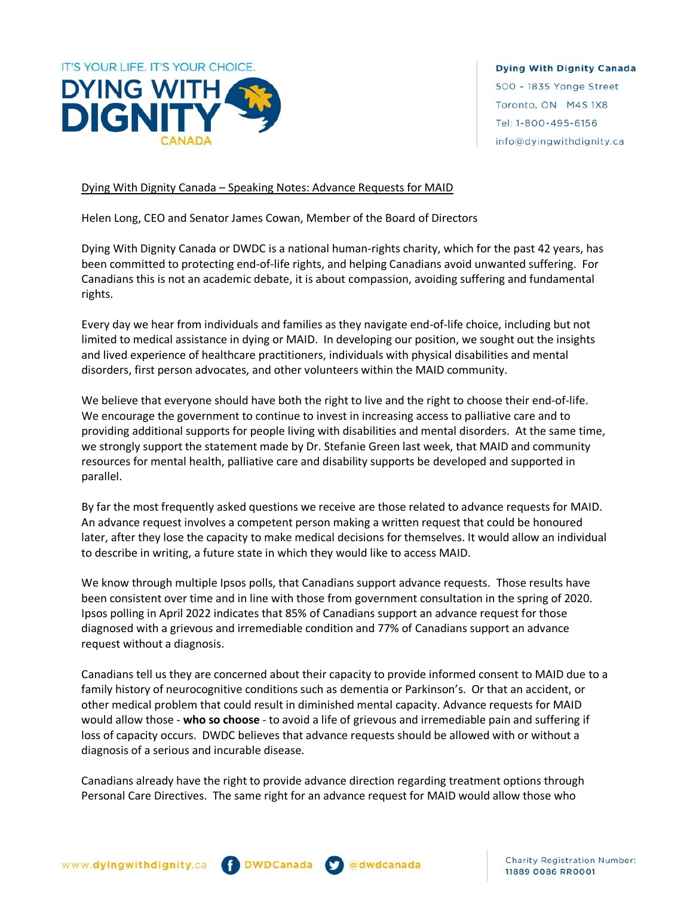IT'S YOUR LIFE. IT'S YOUR CHOICE.

**DYING WITH DIGNITY CANADA**

**Dying With Dignity Canada**
500 - 1835 Yonge Street
Toronto, ON M4S 1X8
Tel: 1-800-495-6156
info@dyingwithdignity.ca

Dying With Dignity Canada – Speaking Notes: Advance Requests for MAID

Helen Long, CEO and Senator James Cowan, Member of the Board of Directors

Dying With Dignity Canada or DWDC is a national human-rights charity, which for the past 42 years, has been committed to protecting end-of-life rights, and helping Canadians avoid unwanted suffering. For Canadians this is not an academic debate, it is about compassion, avoiding suffering and fundamental rights.

Every day we hear from individuals and families as they navigate end-of-life choice, including but not limited to medical assistance in dying or MAID. In developing our position, we sought out the insights and lived experience of healthcare practitioners, individuals with physical disabilities and mental disorders, first person advocates, and other volunteers within the MAID community.

We believe that everyone should have both the right to live and the right to choose their end-of-life. We encourage the government to continue to invest in increasing access to palliative care and to providing additional supports for people living with disabilities and mental disorders. At the same time, we strongly support the statement made by Dr. Stefanie Green last week, that MAID and community resources for mental health, palliative care and disability supports be developed and supported in parallel.

By far the most frequently asked questions we receive are those related to advance requests for MAID. An advance request involves a competent person making a written request that could be honoured later, after they lose the capacity to make medical decisions for themselves. It would allow an individual to describe in writing, a future state in which they would like to access MAID.

We know through multiple Ipsos polls, that Canadians support advance requests. Those results have been consistent over time and in line with those from government consultation in the spring of 2020. Ipsos polling in April 2022 indicates that 85% of Canadians support an advance request for those diagnosed with a grievous and irremediable condition and 77% of Canadians support an advance request without a diagnosis.

Canadians tell us they are concerned about their capacity to provide informed consent to MAID due to a family history of neurocognitive conditions such as dementia or Parkinson's. Or that an accident, or other medical problem that could result in diminished mental capacity. Advance requests for MAID would allow those - **who so choose** - to avoid a life of grievous and irremediable pain and suffering if loss of capacity occurs. DWDC believes that advance requests should be allowed with or without a diagnosis of a serious and incurable disease.

Canadians already have the right to provide advance direction regarding treatment options through Personal Care Directives. The same right for an advance request for MAID would allow those who

www.dyingwithdignity.ca DWDCanada @dwdcanada

Charity Registration Number: 11889 0086 RR0001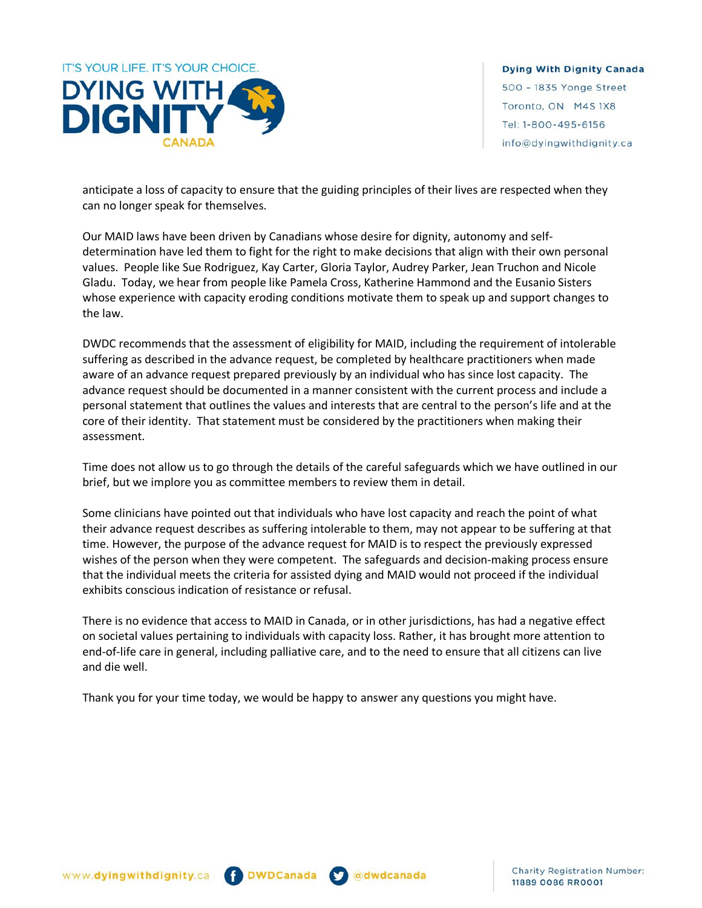anticipate a loss of capacity to ensure that the guiding principles of their lives are respected when they can no longer speak for themselves.

Our MAID laws have been driven by Canadians whose desire for dignity, autonomy and self-determination have led them to fight for the right to make decisions that align with their own personal values. People like Sue Rodriguez, Kay Carter, Gloria Taylor, Audrey Parker, Jean Truchon and Nicole Gladu. Today, we hear from people like Pamela Cross, Katherine Hammond and the Eusanio Sisters whose experience with capacity eroding conditions motivate them to speak up and support changes to the law.

DWDC recommends that the assessment of eligibility for MAID, including the requirement of intolerable suffering as described in the advance request, be completed by healthcare practitioners when made aware of an advance request prepared previously by an individual who has since lost capacity. The advance request should be documented in a manner consistent with the current process and include a personal statement that outlines the values and interests that are central to the person's life and at the core of their identity. That statement must be considered by the practitioners when making their assessment.

Time does not allow us to go through the details of the careful safeguards which we have outlined in our brief, but we implore you as committee members to review them in detail.

Some clinicians have pointed out that individuals who have lost capacity and reach the point of what their advance request describes as suffering intolerable to them, may not appear to be suffering at that time. However, the purpose of the advance request for MAID is to respect the previously expressed wishes of the person when they were competent. The safeguards and decision-making process ensure that the individual meets the criteria for assisted dying and MAID would not proceed if the individual exhibits conscious indication of resistance or refusal.

There is no evidence that access to MAID in Canada, or in other jurisdictions, has had a negative effect on societal values pertaining to individuals with capacity loss. Rather, it has brought more attention to end-of-life care in general, including palliative care, and to the need to ensure that all citizens can live and die well.

Thank you for your time today, we would be happy to answer any questions you might have.